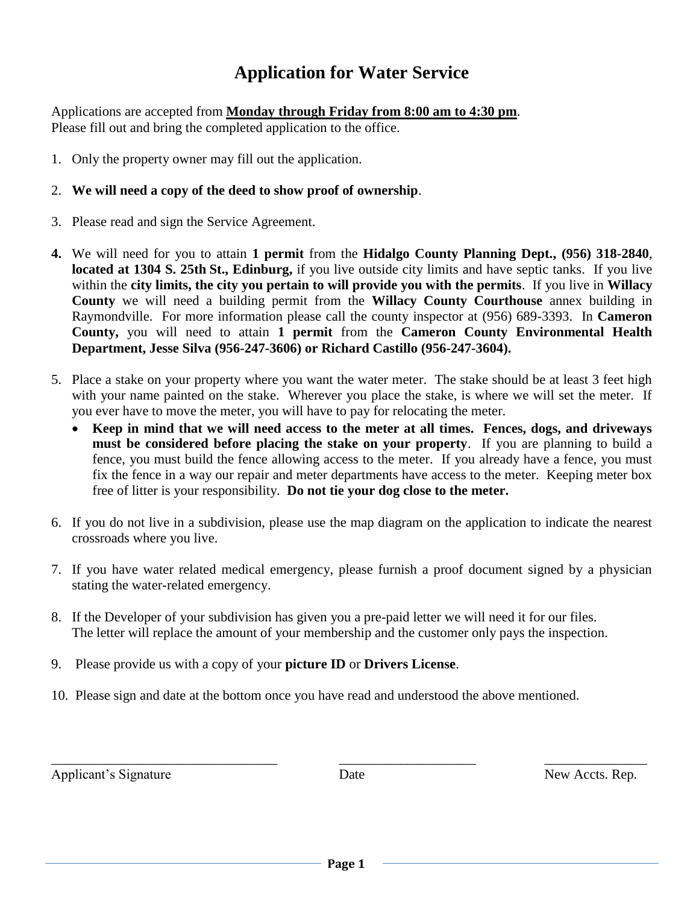# Application for Water Service

Applications are accepted from **Monday through Friday from 8:00 am to 4:30 pm**.
Please fill out and bring the completed application to the office.

1. Only the property owner may fill out the application.

2. **We will need a copy of the deed to show proof of ownership**.

3. Please read and sign the Service Agreement.

4. We will need for you to attain **1 permit** from the **Hidalgo County Planning Dept., (956) 318-2840**, **located at 1304 S. 25th St., Edinburg,** if you live outside city limits and have septic tanks. If you live within the **city limits, the city you pertain to will provide you with the permits**. If you live in **Willacy County** we will need a building permit from the **Willacy County Courthouse** annex building in Raymondville. For more information please call the county inspector at (956) 689-3393. In **Cameron County,** you will need to attain **1 permit** from the **Cameron County Environmental Health Department, Jesse Silva (956-247-3606) or Richard Castillo (956-247-3604).**

5. Place a stake on your property where you want the water meter. The stake should be at least 3 feet high with your name painted on the stake. Wherever you place the stake, is where we will set the meter. If you ever have to move the meter, you will have to pay for relocating the meter.
   - **Keep in mind that we will need access to the meter at all times. Fences, dogs, and driveways must be considered before placing the stake on your property**. If you are planning to build a fence, you must build the fence allowing access to the meter. If you already have a fence, you must fix the fence in a way our repair and meter departments have access to the meter. Keeping meter box free of litter is your responsibility. **Do not tie your dog close to the meter.**

6. If you do not live in a subdivision, please use the map diagram on the application to indicate the nearest crossroads where you live.

7. If you have water related medical emergency, please furnish a proof document signed by a physician stating the water-related emergency.

8. If the Developer of your subdivision has given you a pre-paid letter we will need it for our files.
   The letter will replace the amount of your membership and the customer only pays the inspection.

9. Please provide us with a copy of your **picture ID** or **Drivers License**.

10. Please sign and date at the bottom once you have read and understood the above mentioned.

| \_\_\_\_\_\_\_\_\_\_\_\_\_\_\_\_\_\_\_\_\_\_\_\_\_\_\_\_\_\_\_\_ | \_\_\_\_\_\_\_\_\_\_\_\_\_\_\_\_\_\_\_\_ | \_\_\_\_\_\_\_\_\_\_\_\_\_\_\_ |
|---|---|---|
| Applicant's Signature | Date | New Accts. Rep. |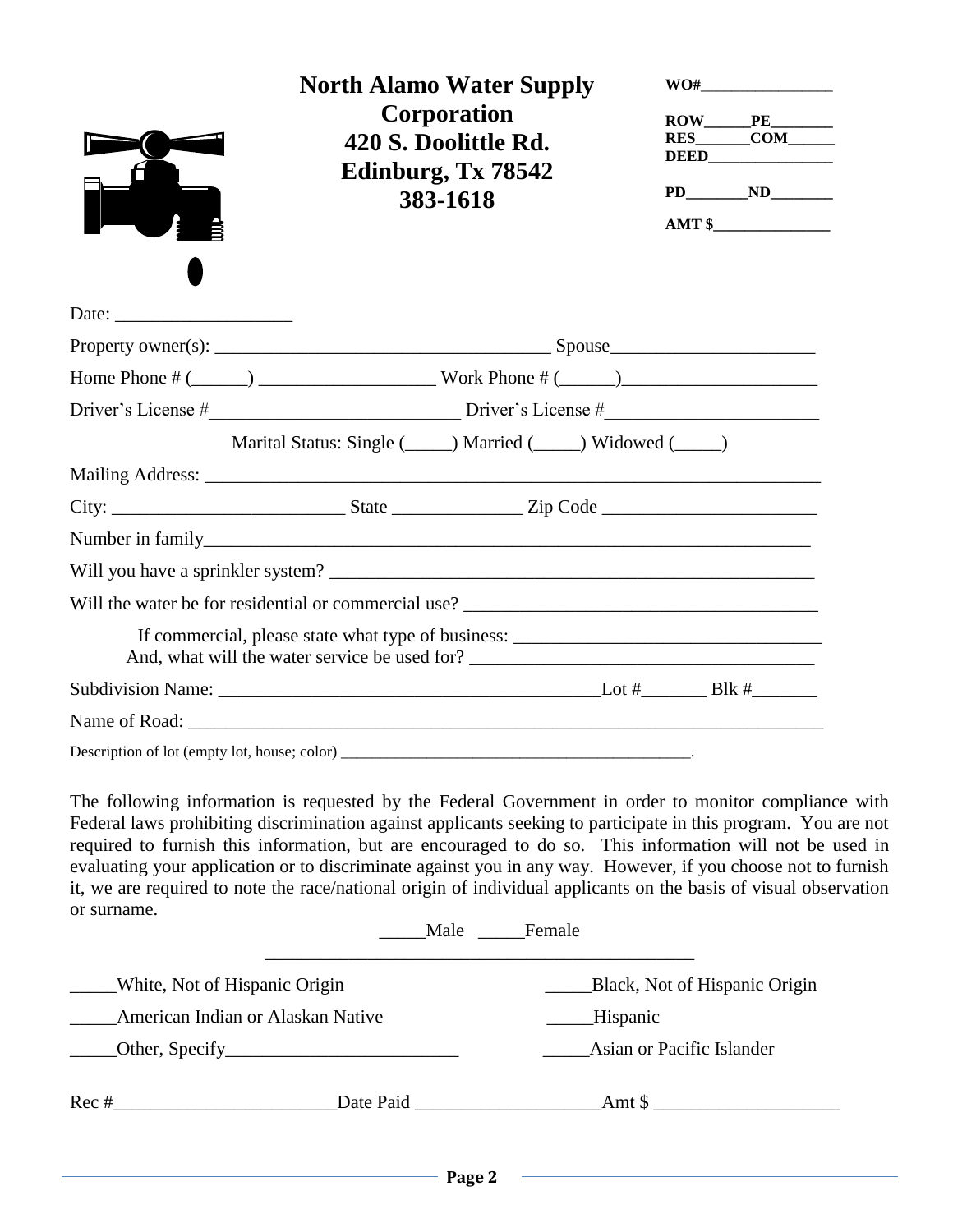# North Alamo Water Supply Corporation
**420 S. Doolittle Rd.**
**Edinburg, Tx 78542**
**383-1618**

**WO#**_________________

**ROW**______**PE**________
**RES**_______**COM**______
**DEED**________________

**PD**________**ND**________

**AMT $**_______________

Date: ___________________

Property owner(s): ____________________________________ Spouse_____________________

Home Phone # (______) __________________ Work Phone # (______)____________________

Driver's License #__________________________ Driver's License #______________________

Marital Status: Single (_____) Married (_____) Widowed (_____)

Mailing Address: _________________________________________________________________

City: _________________________ State ______________ Zip Code ______________________

Number in family__________________________________________________________________

Will you have a sprinkler system? ____________________________________________________

Will the water be for residential or commercial use? _____________________________________

If commercial, please state what type of business: _______________________________
And, what will the water service be used for? ___________________________________

Subdivision Name: _______________________________________Lot #_______ Blk #_______

Name of Road: ___________________________________________________________________

Description of lot (empty lot, house; color) _____________________________________________.

The following information is requested by the Federal Government in order to monitor compliance with Federal laws prohibiting discrimination against applicants seeking to participate in this program. You are not required to furnish this information, but are encouraged to do so. This information will not be used in evaluating your application or to discriminate against you in any way. However, if you choose not to furnish it, we are required to note the race/national origin of individual applicants on the basis of visual observation or surname.

_____Male _____Female

_____White, Not of Hispanic Origin

_____Black, Not of Hispanic Origin

_____American Indian or Alaskan Native

_____Hispanic

_____Other, Specify________________________

_____Asian or Pacific Islander

Rec #_______________________Date Paid ___________________Amt $ ___________________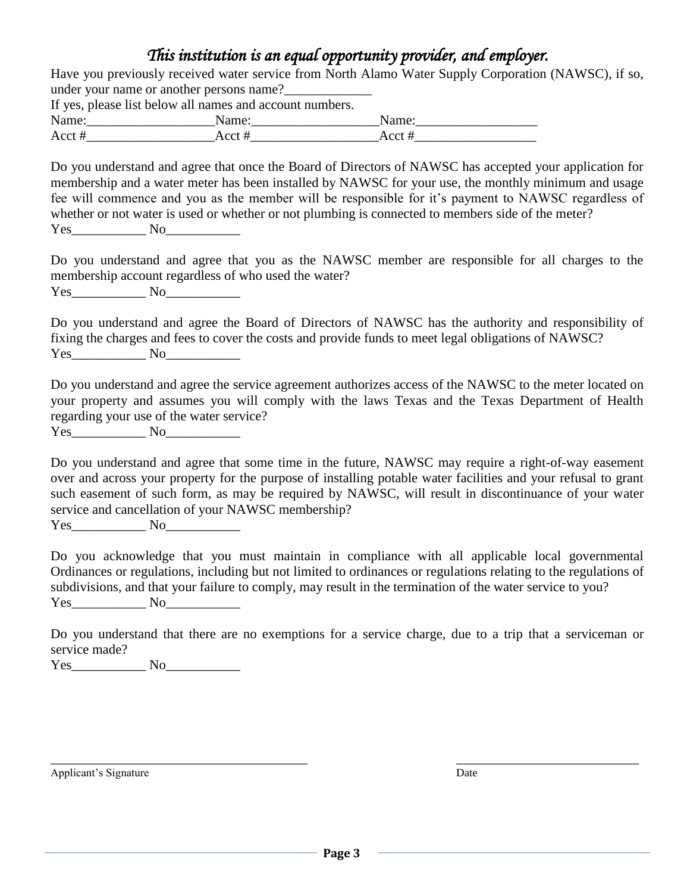*This institution is an equal opportunity provider, and employer.*

Have you previously received water service from North Alamo Water Supply Corporation (NAWSC), if so, under your name or another persons name?_____________

If yes, please list below all names and account numbers.

Name:__________________Name:__________________Name:__________________
Acct #___________________Acct #__________________Acct #__________________

Do you understand and agree that once the Board of Directors of NAWSC has accepted your application for membership and a water meter has been installed by NAWSC for your use, the monthly minimum and usage fee will commence and you as the member will be responsible for it's payment to NAWSC regardless of whether or not water is used or whether or not plumbing is connected to members side of the meter?

Yes___________ No___________

Do you understand and agree that you as the NAWSC member are responsible for all charges to the membership account regardless of who used the water?

Yes___________ No___________

Do you understand and agree the Board of Directors of NAWSC has the authority and responsibility of fixing the charges and fees to cover the costs and provide funds to meet legal obligations of NAWSC?

Yes___________ No___________

Do you understand and agree the service agreement authorizes access of the NAWSC to the meter located on your property and assumes you will comply with the laws Texas and the Texas Department of Health regarding your use of the water service?

Yes___________ No___________

Do you understand and agree that some time in the future, NAWSC may require a right-of-way easement over and across your property for the purpose of installing potable water facilities and your refusal to grant such easement of such form, as may be required by NAWSC, will result in discontinuance of your water service and cancellation of your NAWSC membership?

Yes___________ No___________

Do you acknowledge that you must maintain in compliance with all applicable local governmental Ordinances or regulations, including but not limited to ordinances or regulations relating to the regulations of subdivisions, and that your failure to comply, may result in the termination of the water service to you?

Yes___________ No___________

Do you understand that there are no exemptions for a service charge, due to a trip that a serviceman or service made?

Yes___________ No___________

________________________________________ ____________________________

Applicant's Signature Date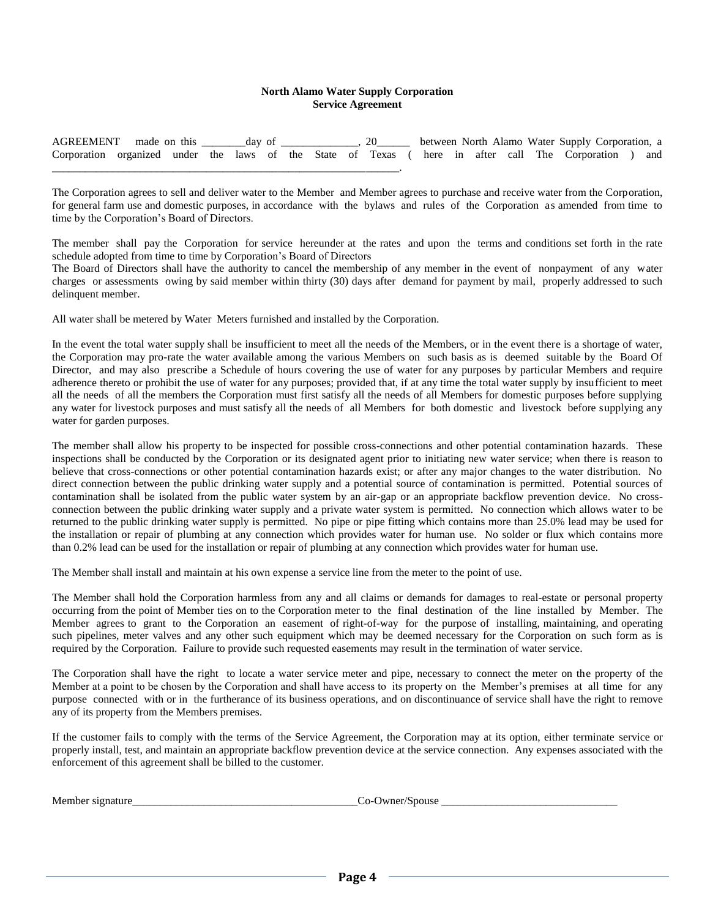**North Alamo Water Supply Corporation**
**Service Agreement**

AGREEMENT made on this ________day of ______________, 20______ between North Alamo Water Supply Corporation, a Corporation organized under the laws of the State of Texas ( here in after call The Corporation ) and _____________________________________________________________.

The Corporation agrees to sell and deliver water to the Member and Member agrees to purchase and receive water from the Corporation, for general farm use and domestic purposes, in accordance with the bylaws and rules of the Corporation as amended from time to time by the Corporation's Board of Directors.

The member shall pay the Corporation for service hereunder at the rates and upon the terms and conditions set forth in the rate schedule adopted from time to time by Corporation's Board of Directors

The Board of Directors shall have the authority to cancel the membership of any member in the event of nonpayment of any water charges or assessments owing by said member within thirty (30) days after demand for payment by mail, properly addressed to such delinquent member.

All water shall be metered by Water Meters furnished and installed by the Corporation.

In the event the total water supply shall be insufficient to meet all the needs of the Members, or in the event there is a shortage of water, the Corporation may pro-rate the water available among the various Members on such basis as is deemed suitable by the Board Of Director, and may also prescribe a Schedule of hours covering the use of water for any purposes by particular Members and require adherence thereto or prohibit the use of water for any purposes; provided that, if at any time the total water supply by insufficient to meet all the needs of all the members the Corporation must first satisfy all the needs of all Members for domestic purposes before supplying any water for livestock purposes and must satisfy all the needs of all Members for both domestic and livestock before supplying any water for garden purposes.

The member shall allow his property to be inspected for possible cross-connections and other potential contamination hazards. These inspections shall be conducted by the Corporation or its designated agent prior to initiating new water service; when there is reason to believe that cross-connections or other potential contamination hazards exist; or after any major changes to the water distribution. No direct connection between the public drinking water supply and a potential source of contamination is permitted. Potential sources of contamination shall be isolated from the public water system by an air-gap or an appropriate backflow prevention device. No cross-connection between the public drinking water supply and a private water system is permitted. No connection which allows water to be returned to the public drinking water supply is permitted. No pipe or pipe fitting which contains more than 25.0% lead may be used for the installation or repair of plumbing at any connection which provides water for human use. No solder or flux which contains more than 0.2% lead can be used for the installation or repair of plumbing at any connection which provides water for human use.

The Member shall install and maintain at his own expense a service line from the meter to the point of use.

The Member shall hold the Corporation harmless from any and all claims or demands for damages to real-estate or personal property occurring from the point of Member ties on to the Corporation meter to the final destination of the line installed by Member. The Member agrees to grant to the Corporation an easement of right-of-way for the purpose of installing, maintaining, and operating such pipelines, meter valves and any other such equipment which may be deemed necessary for the Corporation on such form as is required by the Corporation. Failure to provide such requested easements may result in the termination of water service.

The Corporation shall have the right to locate a water service meter and pipe, necessary to connect the meter on the property of the Member at a point to be chosen by the Corporation and shall have access to its property on the Member's premises at all time for any purpose connected with or in the furtherance of its business operations, and on discontinuance of service shall have the right to remove any of its property from the Members premises.

If the customer fails to comply with the terms of the Service Agreement, the Corporation may at its option, either terminate service or properly install, test, and maintain an appropriate backflow prevention device at the service connection. Any expenses associated with the enforcement of this agreement shall be billed to the customer.

Member signature________________________________________Co-Owner/Spouse ________________________________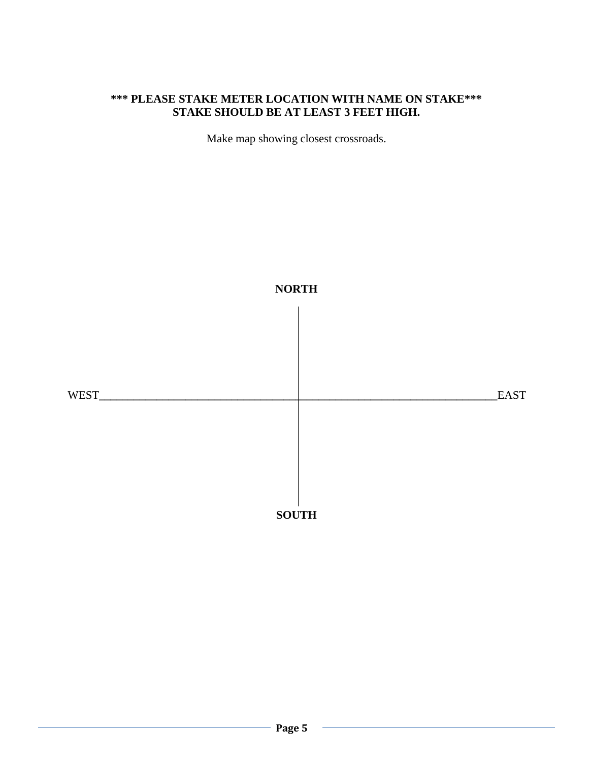**\*\*\* PLEASE STAKE METER LOCATION WITH NAME ON STAKE\*\*\***
**STAKE SHOULD BE AT LEAST 3 FEET HIGH.**

Make map showing closest crossroads.

**NORTH**

WEST ______________________________________ EAST

**SOUTH**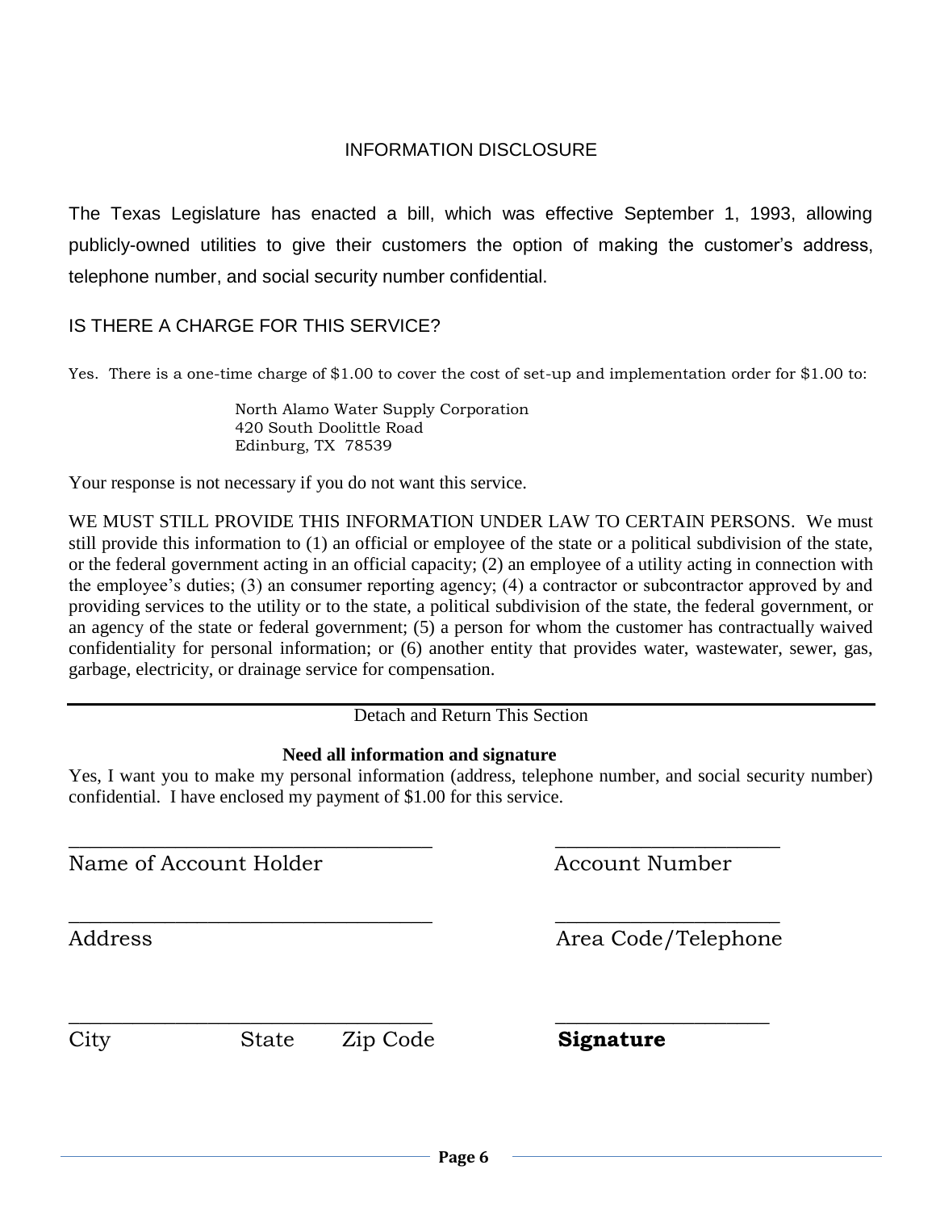## INFORMATION DISCLOSURE

The Texas Legislature has enacted a bill, which was effective September 1, 1993, allowing publicly-owned utilities to give their customers the option of making the customer's address, telephone number, and social security number confidential.

### IS THERE A CHARGE FOR THIS SERVICE?

Yes. There is a one-time charge of $1.00 to cover the cost of set-up and implementation order for $1.00 to:

North Alamo Water Supply Corporation
420 South Doolittle Road
Edinburg, TX 78539

Your response is not necessary if you do not want this service.

WE MUST STILL PROVIDE THIS INFORMATION UNDER LAW TO CERTAIN PERSONS. We must still provide this information to (1) an official or employee of the state or a political subdivision of the state, or the federal government acting in an official capacity; (2) an employee of a utility acting in connection with the employee's duties; (3) an consumer reporting agency; (4) a contractor or subcontractor approved by and providing services to the utility or to the state, a political subdivision of the state, the federal government, or an agency of the state or federal government; (5) a person for whom the customer has contractually waived confidentiality for personal information; or (6) another entity that provides water, wastewater, sewer, gas, garbage, electricity, or drainage service for compensation.

---

Detach and Return This Section

**Need all information and signature**

Yes, I want you to make my personal information (address, telephone number, and social security number) confidential. I have enclosed my payment of $1.00 for this service.

\_\_\_\_\_\_\_\_\_\_\_\_\_\_\_\_\_\_\_\_\_\_\_\_\_\_\_\_\_\_\_\_\_\_ \_\_\_\_\_\_\_\_\_\_\_\_\_\_\_\_\_\_\_\_\_

Name of Account Holder Account Number

\_\_\_\_\_\_\_\_\_\_\_\_\_\_\_\_\_\_\_\_\_\_\_\_\_\_\_\_\_\_\_\_\_\_ \_\_\_\_\_\_\_\_\_\_\_\_\_\_\_\_\_\_\_\_\_

Address Area Code/Telephone

\_\_\_\_\_\_\_\_\_\_\_\_\_\_\_\_\_\_\_\_\_\_\_\_\_\_\_\_\_\_\_\_\_\_ \_\_\_\_\_\_\_\_\_\_\_\_\_\_\_\_\_\_\_\_\_

City State Zip Code **Signature**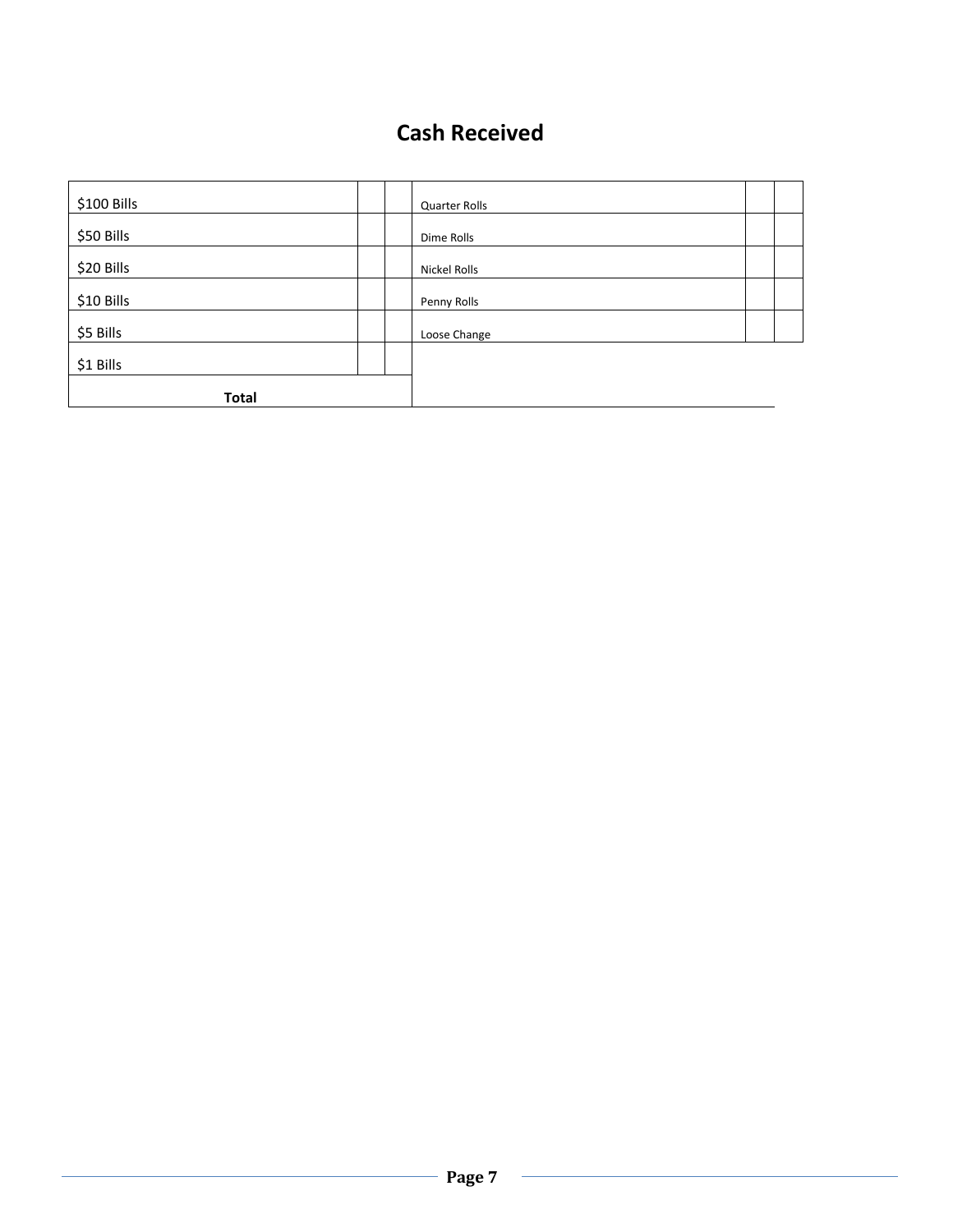## Cash Received

| | | | | | |
|---|---|---|---|---|---|
| $100 Bills | | | Quarter Rolls | | |
| $50 Bills | | | Dime Rolls | | |
| $20 Bills | | | Nickel Rolls | | |
| $10 Bills | | | Penny Rolls | | |
| $5 Bills | | | Loose Change | | |
| $1 Bills | | | | | |
| **Total** | | | | | |